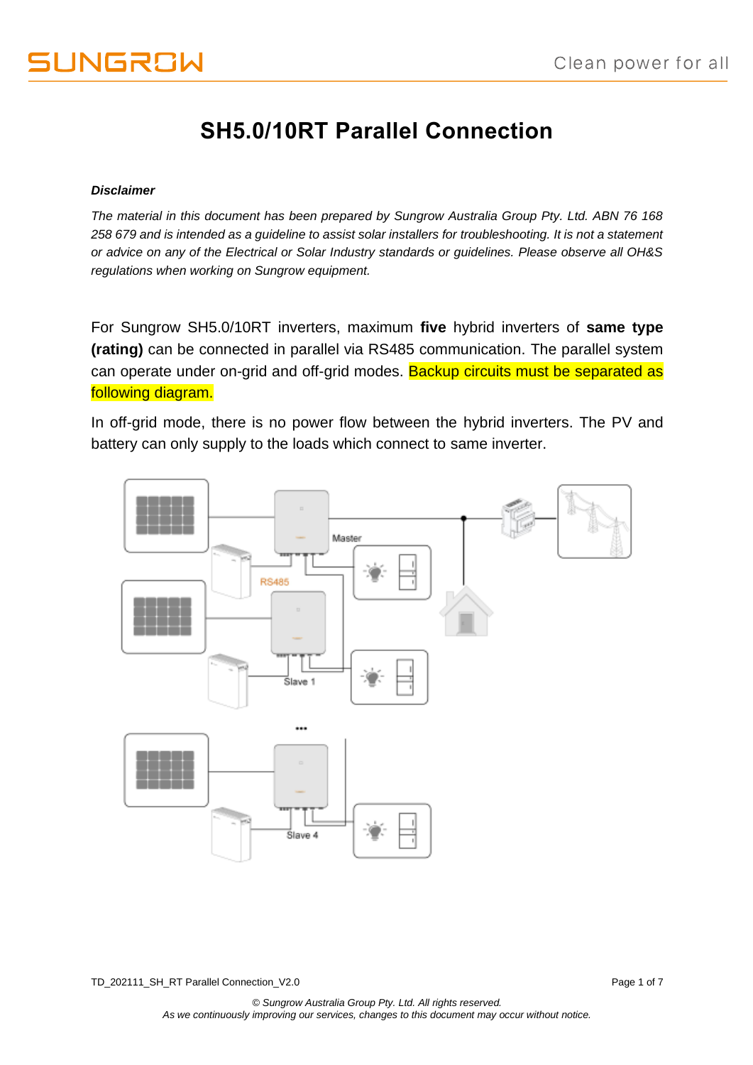# SH5.0/10RT Parallel Connection

***Disclaimer***

*The material in this document has been prepared by Sungrow Australia Group Pty. Ltd. ABN 76 168 258 679 and is intended as a guideline to assist solar installers for troubleshooting. It is not a statement or advice on any of the Electrical or Solar Industry standards or guidelines. Please observe all OH&S regulations when working on Sungrow equipment.*

For Sungrow SH5.0/10RT inverters, maximum **five** hybrid inverters of **same type (rating)** can be connected in parallel via RS485 communication. The parallel system can operate under on-grid and off-grid modes. Backup circuits must be separated as following diagram.

In off-grid mode, there is no power flow between the hybrid inverters. The PV and battery can only supply to the loads which connect to same inverter.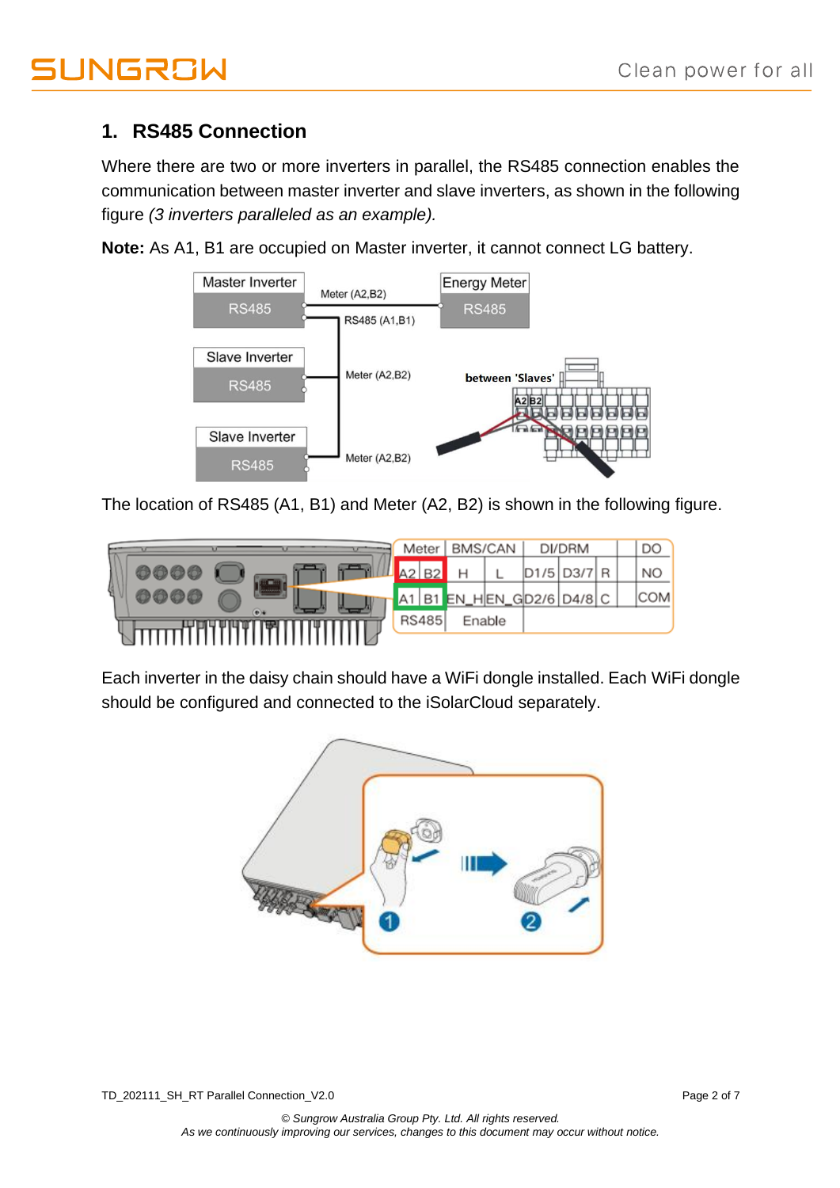## 1. RS485 Connection

Where there are two or more inverters in parallel, the RS485 connection enables the communication between master inverter and slave inverters, as shown in the following figure *(3 inverters paralleled as an example).*

**Note:** As A1, B1 are occupied on Master inverter, it cannot connect LG battery.

The location of RS485 (A1, B1) and Meter (A2, B2) is shown in the following figure.

Each inverter in the daisy chain should have a WiFi dongle installed. Each WiFi dongle should be configured and connected to the iSolarCloud separately.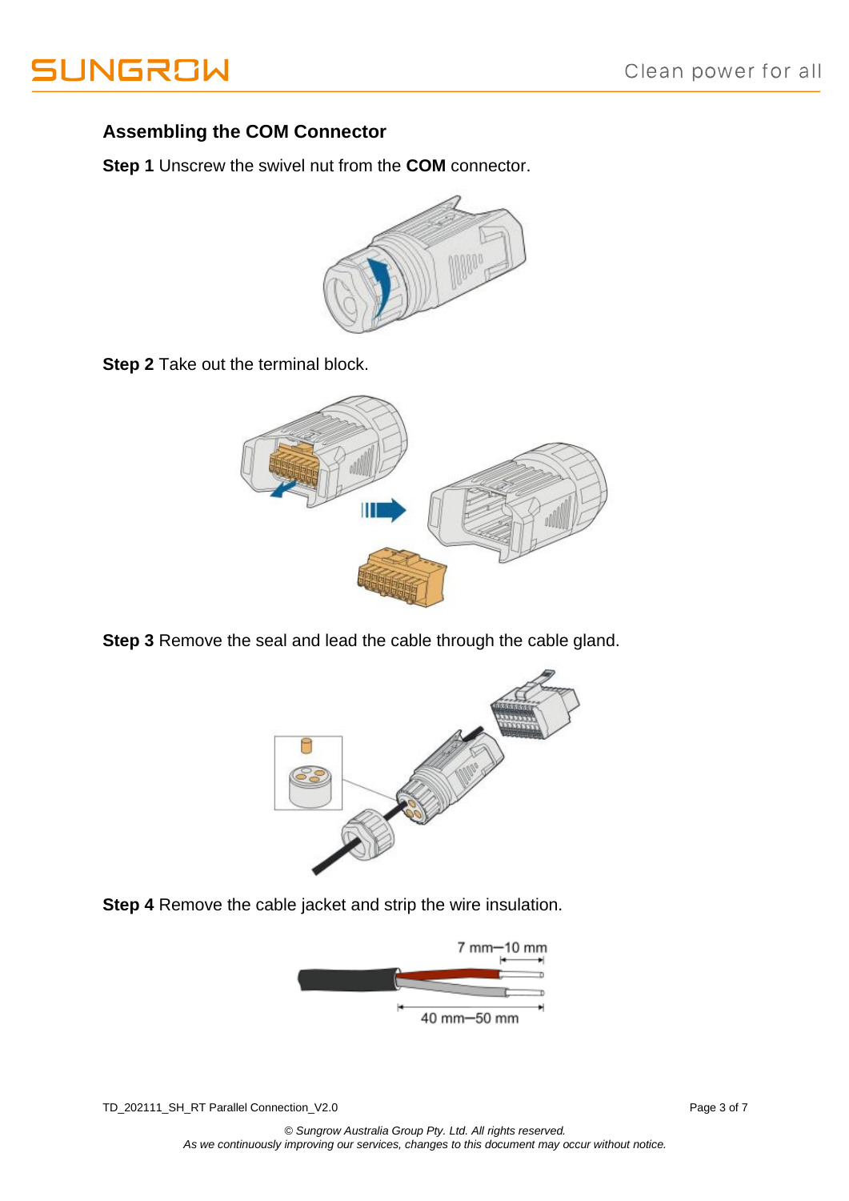## Assembling the COM Connector

**Step 1** Unscrew the swivel nut from the **COM** connector.

**Step 2** Take out the terminal block.

**Step 3** Remove the seal and lead the cable through the cable gland.

**Step 4** Remove the cable jacket and strip the wire insulation.

7 mm–10 mm

40 mm–50 mm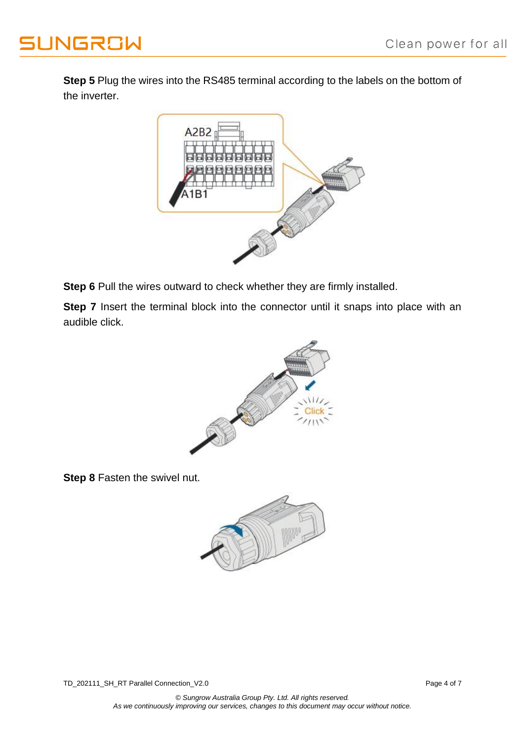**Step 5** Plug the wires into the RS485 terminal according to the labels on the bottom of the inverter.

**Step 6** Pull the wires outward to check whether they are firmly installed.

**Step 7** Insert the terminal block into the connector until it snaps into place with an audible click.

**Step 8** Fasten the swivel nut.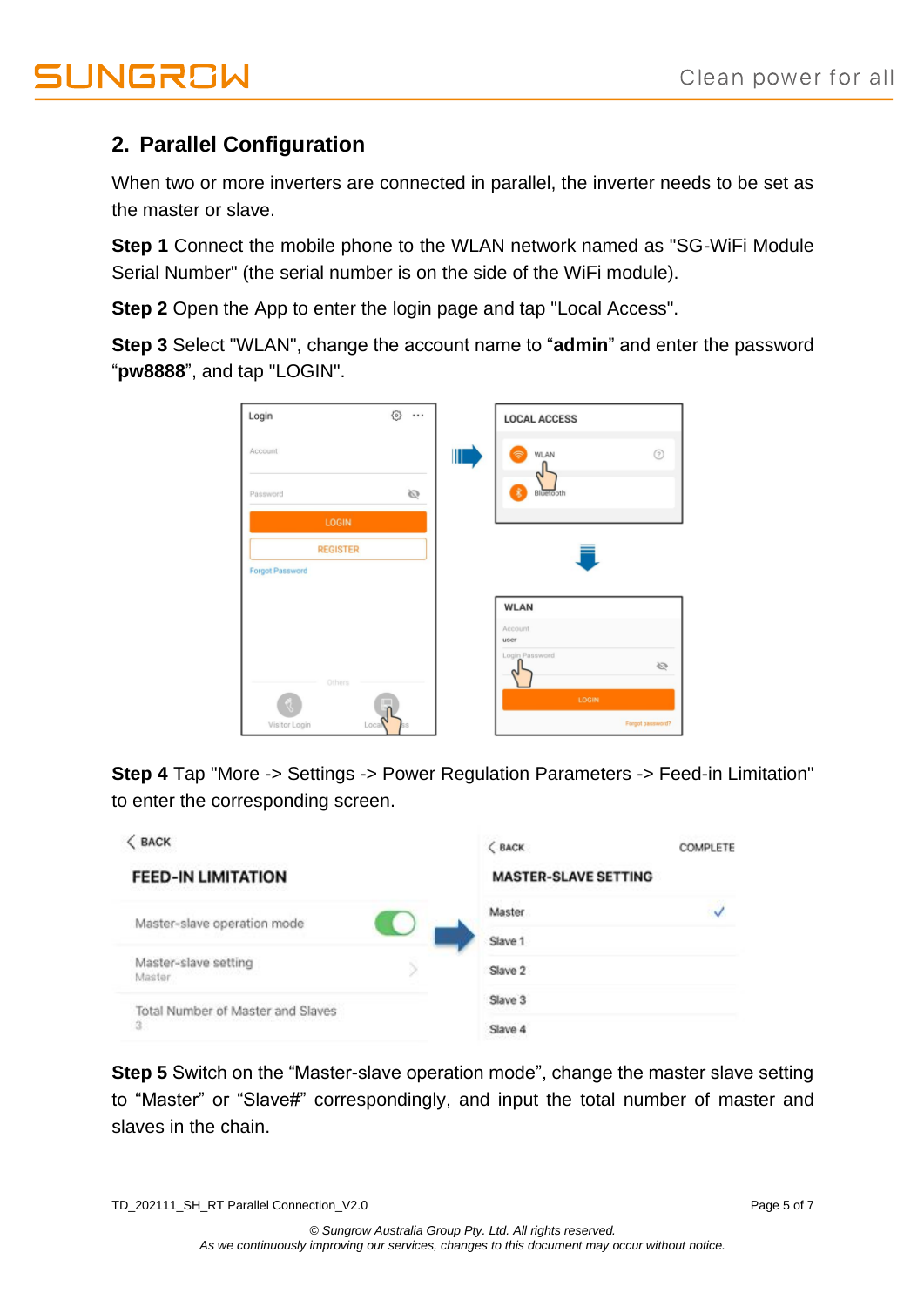## 2. Parallel Configuration

When two or more inverters are connected in parallel, the inverter needs to be set as the master or slave.

**Step 1** Connect the mobile phone to the WLAN network named as "SG-WiFi Module Serial Number" (the serial number is on the side of the WiFi module).

**Step 2** Open the App to enter the login page and tap "Local Access".

**Step 3** Select "WLAN", change the account name to "**admin**" and enter the password "**pw8888**", and tap "LOGIN".

**Step 4** Tap "More -> Settings -> Power Regulation Parameters -> Feed-in Limitation" to enter the corresponding screen.

**Step 5** Switch on the "Master-slave operation mode", change the master slave setting to "Master" or "Slave#" correspondingly, and input the total number of master and slaves in the chain.

TD_202111_SH_RT Parallel Connection_V2.0

*© Sungrow Australia Group Pty. Ltd. All rights reserved.*
*As we continuously improving our services, changes to this document may occur without notice.*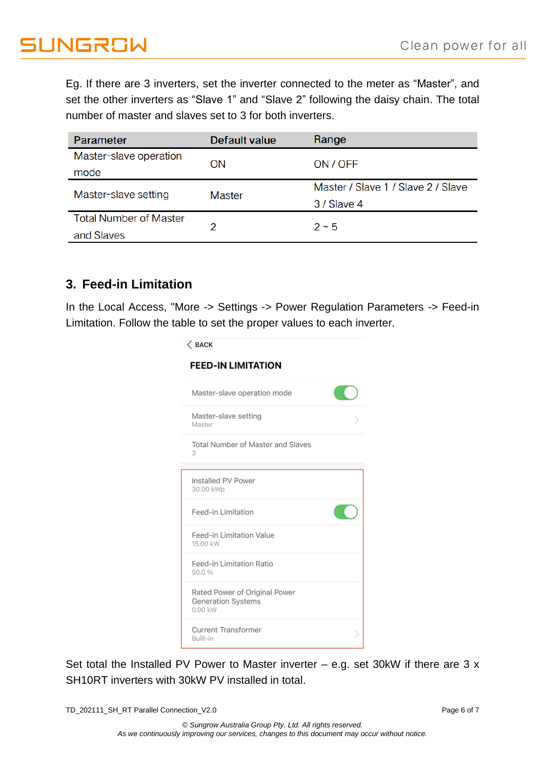Eg. If there are 3 inverters, set the inverter connected to the meter as "Master", and set the other inverters as "Slave 1" and "Slave 2" following the daisy chain. The total number of master and slaves set to 3 for both inverters.

| Parameter | Default value | Range |
|---|---|---|
| Master-slave operation mode | ON | ON / OFF |
| Master-slave setting | Master | Master / Slave 1 / Slave 2 / Slave 3 / Slave 4 |
| Total Number of Master and Slaves | 2 | 2 ~ 5 |

## 3. Feed-in Limitation

In the Local Access, "More -> Settings -> Power Regulation Parameters -> Feed-in Limitation. Follow the table to set the proper values to each inverter.

< BACK

**FEED-IN LIMITATION**

Master-slave operation mode

Master-slave setting
Master

Total Number of Master and Slaves
3

Installed PV Power
30.00 kWp

Feed-in Limitation

Feed-in Limitation Value
15.00 kW

Feed-in Limitation Ratio
50.0 %

Rated Power of Original Power Generation Systems
0.00 kW

Current Transformer
Built-in

Set total the Installed PV Power to Master inverter – e.g. set 30kW if there are 3 x SH10RT inverters with 30kW PV installed in total.

TD_202111_SH_RT Parallel Connection_V2.0

*© Sungrow Australia Group Pty. Ltd. All rights reserved.*
*As we continuously improving our services, changes to this document may occur without notice.*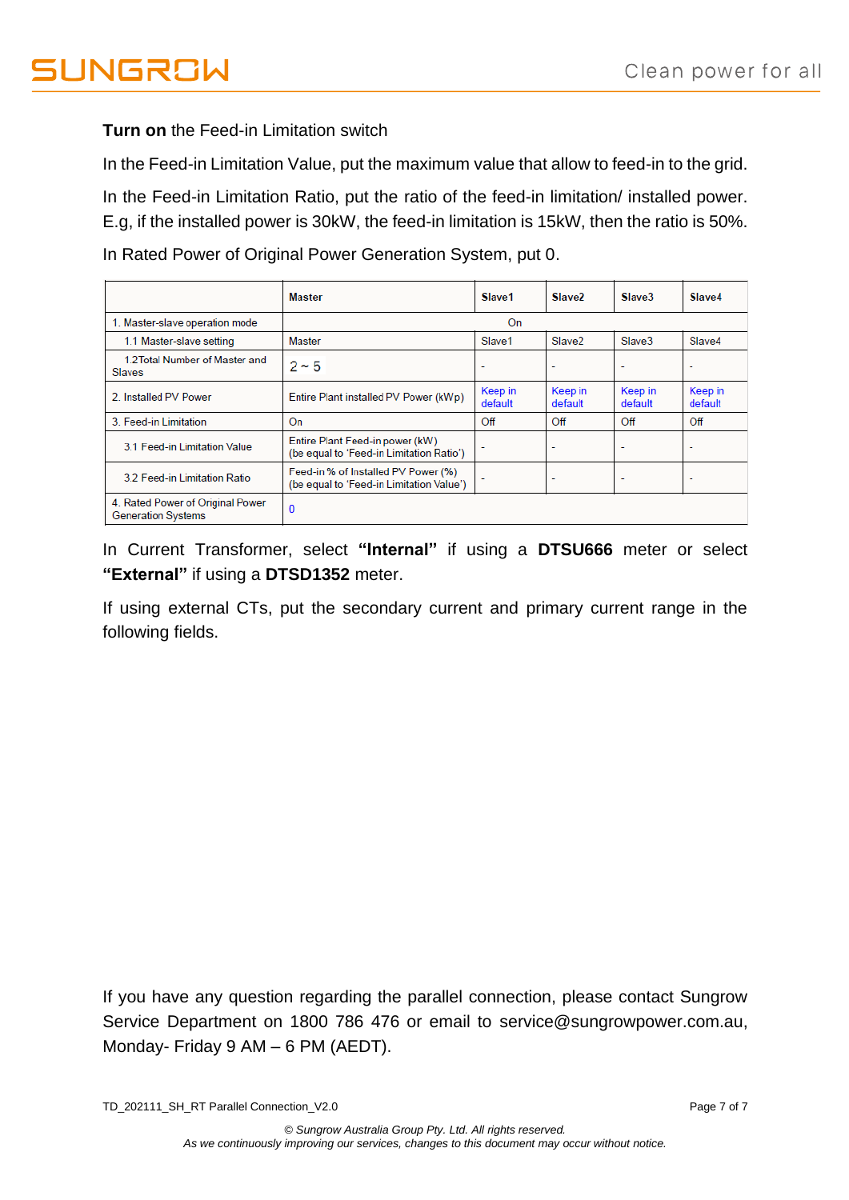**Turn on** the Feed-in Limitation switch

In the Feed-in Limitation Value, put the maximum value that allow to feed-in to the grid.

In the Feed-in Limitation Ratio, put the ratio of the feed-in limitation/ installed power. E.g, if the installed power is 30kW, the feed-in limitation is 15kW, then the ratio is 50%.

In Rated Power of Original Power Generation System, put 0.

| | Master | Slave1 | Slave2 | Slave3 | Slave4 |
|---|---|---|---|---|---|
| 1. Master-slave operation mode | On | | | | |
| 1.1 Master-slave setting | Master | Slave1 | Slave2 | Slave3 | Slave4 |
| 1.2Total Number of Master and Slaves | 2 ~ 5 | - | - | - | - |
| 2. Installed PV Power | Entire Plant installed PV Power (kWp) | Keep in default | Keep in default | Keep in default | Keep in default |
| 3. Feed-in Limitation | On | Off | Off | Off | Off |
| 3.1 Feed-in Limitation Value | Entire Plant Feed-in power (kW) (be equal to 'Feed-in Limitation Ratio') | - | - | - | - |
| 3.2 Feed-in Limitation Ratio | Feed-in % of Installed PV Power (%) (be equal to 'Feed-in Limitation Value') | - | - | - | - |
| 4. Rated Power of Original Power Generation Systems | 0 | | | | |

In Current Transformer, select **"Internal"** if using a **DTSU666** meter or select **"External"** if using a **DTSD1352** meter.

If using external CTs, put the secondary current and primary current range in the following fields.

If you have any question regarding the parallel connection, please contact Sungrow Service Department on 1800 786 476 or email to service@sungrowpower.com.au, Monday- Friday 9 AM – 6 PM (AEDT).

*© Sungrow Australia Group Pty. Ltd. All rights reserved.*
*As we continuously improving our services, changes to this document may occur without notice.*